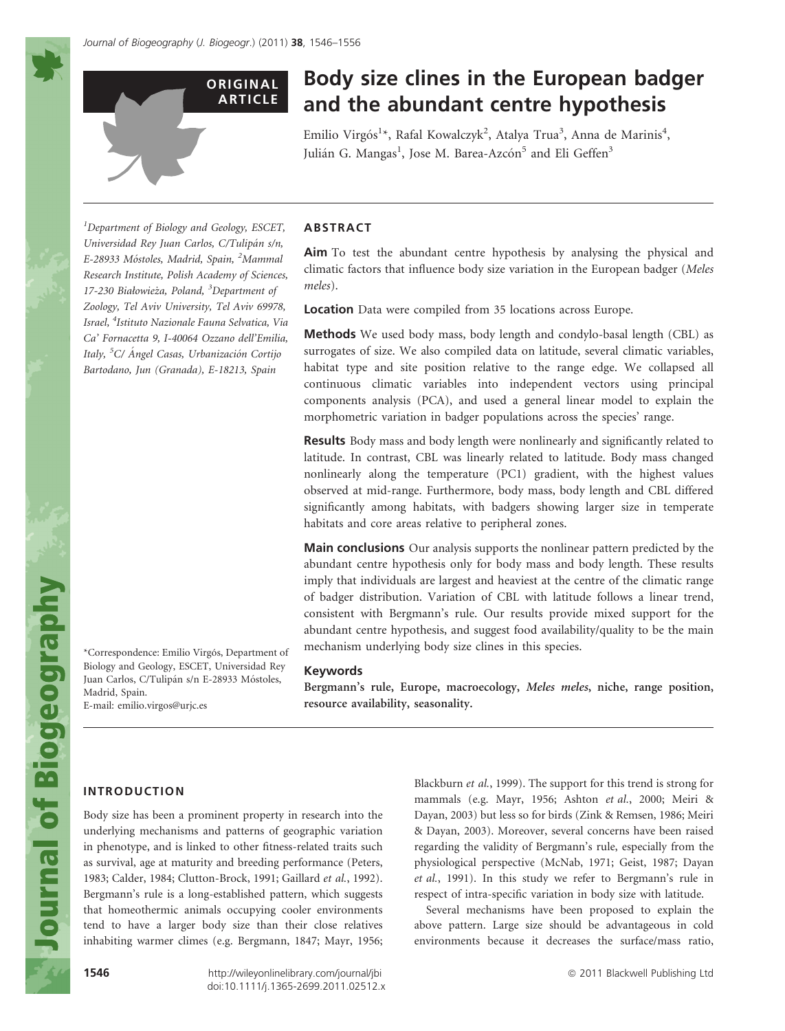ORIGINAL ARTICLE

# Body size clines in the European badger and the abundant centre hypothesis

Emilio Virgós[1]*, Rafal Kowalczyk[2], Atalya Trua[3], Anna de Marinis[4], Julián G. Mangas[1], Jose M. Barea-Azcón[5] and Eli Geffen[3]

[1]Department of Biology and Geology, ESCET, Universidad Rey Juan Carlos, C/Tulipán s/n, E-28933 Móstoles, Madrid, Spain, [2]Mammal Research Institute, Polish Academy of Sciences, 17-230 Białowieża, Poland, [3]Department of Zoology, Tel Aviv University, Tel Aviv 69978, Israel, [4]Istituto Nazionale Fauna Selvatica, Via Ca' Fornacetta 9, I-40064 Ozzano dell'Emilia, Italy, [5]C/ Ángel Casas, Urbanización Cortijo Bartodano, Jun (Granada), E-18213, Spain

*Correspondence: Emilio Virgós, Department of Biology and Geology, ESCET, Universidad Rey Juan Carlos, C/Tulipán s/n E-28933 Móstoles, Madrid, Spain.
E-mail: emilio.virgos@urjc.es

## ABSTRACT

**Aim** To test the abundant centre hypothesis by analysing the physical and climatic factors that influence body size variation in the European badger (*Meles meles*).

**Location** Data were compiled from 35 locations across Europe.

**Methods** We used body mass, body length and condylo-basal length (CBL) as surrogates of size. We also compiled data on latitude, several climatic variables, habitat type and site position relative to the range edge. We collapsed all continuous climatic variables into independent vectors using principal components analysis (PCA), and used a general linear model to explain the morphometric variation in badger populations across the species' range.

**Results** Body mass and body length were nonlinearly and significantly related to latitude. In contrast, CBL was linearly related to latitude. Body mass changed nonlinearly along the temperature (PC1) gradient, with the highest values observed at mid-range. Furthermore, body mass, body length and CBL differed significantly among habitats, with badgers showing larger size in temperate habitats and core areas relative to peripheral zones.

**Main conclusions** Our analysis supports the nonlinear pattern predicted by the abundant centre hypothesis only for body mass and body length. These results imply that individuals are largest and heaviest at the centre of the climatic range of badger distribution. Variation of CBL with latitude follows a linear trend, consistent with Bergmann's rule. Our results provide mixed support for the abundant centre hypothesis, and suggest food availability/quality to be the main mechanism underlying body size clines in this species.

**Keywords**
Bergmann's rule, Europe, macroecology, *Meles meles*, niche, range position, resource availability, seasonality.

## INTRODUCTION

Body size has been a prominent property in research into the underlying mechanisms and patterns of geographic variation in phenotype, and is linked to other fitness-related traits such as survival, age at maturity and breeding performance (Peters, 1983; Calder, 1984; Clutton-Brock, 1991; Gaillard *et al.*, 1992). Bergmann's rule is a long-established pattern, which suggests that homeothermic animals occupying cooler environments tend to have a larger body size than their close relatives inhabiting warmer climes (e.g. Bergmann, 1847; Mayr, 1956; Blackburn *et al.*, 1999). The support for this trend is strong for mammals (e.g. Mayr, 1956; Ashton *et al.*, 2000; Meiri & Dayan, 2003) but less so for birds (Zink & Remsen, 1986; Meiri & Dayan, 2003). Moreover, several concerns have been raised regarding the validity of Bergmann's rule, especially from the physiological perspective (McNab, 1971; Geist, 1987; Dayan *et al.*, 1991). In this study we refer to Bergmann's rule in respect of intra-specific variation in body size with latitude.

Several mechanisms have been proposed to explain the above pattern. Large size should be advantageous in cold environments because it decreases the surface/mass ratio,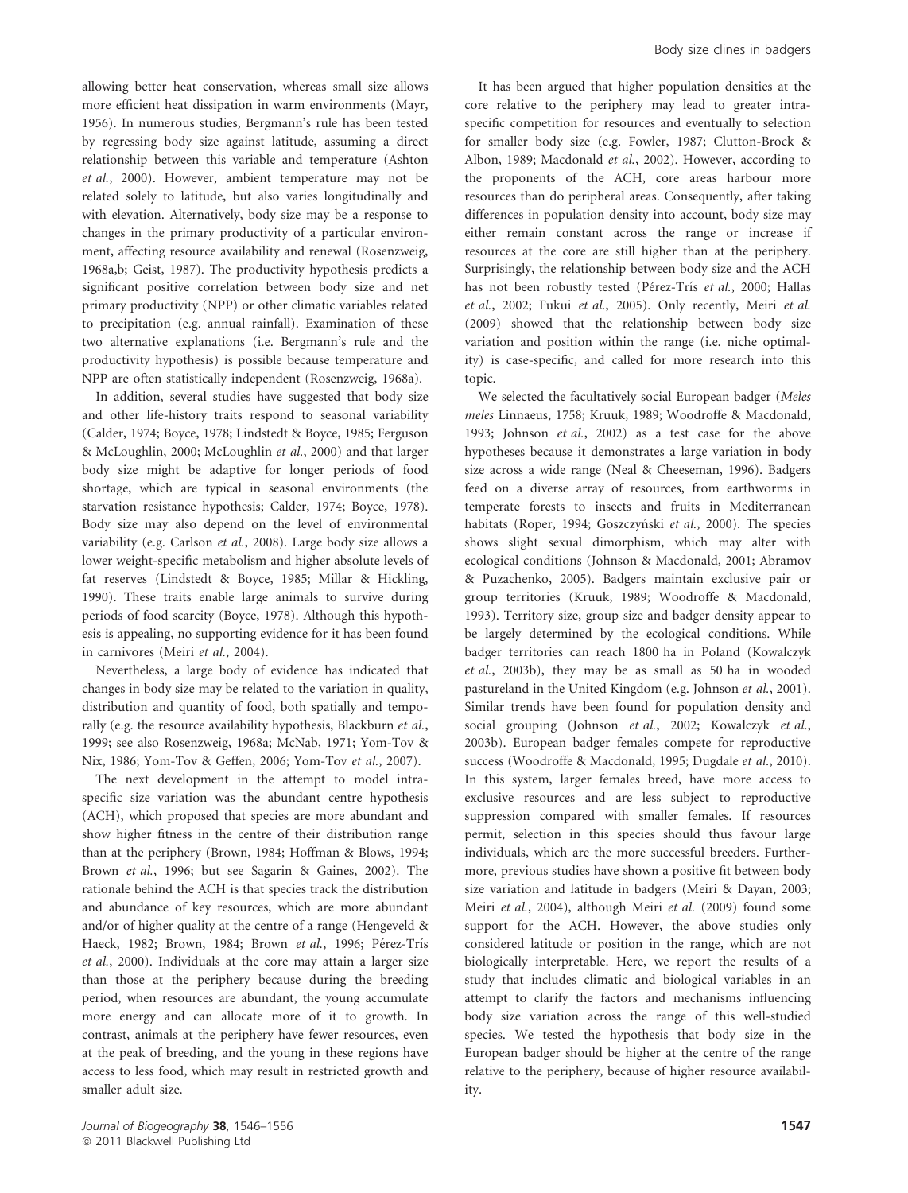allowing better heat conservation, whereas small size allows more efficient heat dissipation in warm environments (Mayr, 1956). In numerous studies, Bergmann's rule has been tested by regressing body size against latitude, assuming a direct relationship between this variable and temperature (Ashton *et al.*, 2000). However, ambient temperature may not be related solely to latitude, but also varies longitudinally and with elevation. Alternatively, body size may be a response to changes in the primary productivity of a particular environment, affecting resource availability and renewal (Rosenzweig, 1968a,b; Geist, 1987). The productivity hypothesis predicts a significant positive correlation between body size and net primary productivity (NPP) or other climatic variables related to precipitation (e.g. annual rainfall). Examination of these two alternative explanations (i.e. Bergmann's rule and the productivity hypothesis) is possible because temperature and NPP are often statistically independent (Rosenzweig, 1968a).

In addition, several studies have suggested that body size and other life-history traits respond to seasonal variability (Calder, 1974; Boyce, 1978; Lindstedt & Boyce, 1985; Ferguson & McLoughlin, 2000; McLoughlin *et al.*, 2000) and that larger body size might be adaptive for longer periods of food shortage, which are typical in seasonal environments (the starvation resistance hypothesis; Calder, 1974; Boyce, 1978). Body size may also depend on the level of environmental variability (e.g. Carlson *et al.*, 2008). Large body size allows a lower weight-specific metabolism and higher absolute levels of fat reserves (Lindstedt & Boyce, 1985; Millar & Hickling, 1990). These traits enable large animals to survive during periods of food scarcity (Boyce, 1978). Although this hypothesis is appealing, no supporting evidence for it has been found in carnivores (Meiri *et al.*, 2004).

Nevertheless, a large body of evidence has indicated that changes in body size may be related to the variation in quality, distribution and quantity of food, both spatially and temporally (e.g. the resource availability hypothesis, Blackburn *et al.*, 1999; see also Rosenzweig, 1968a; McNab, 1971; Yom-Tov & Nix, 1986; Yom-Tov & Geffen, 2006; Yom-Tov *et al.*, 2007).

The next development in the attempt to model intraspecific size variation was the abundant centre hypothesis (ACH), which proposed that species are more abundant and show higher fitness in the centre of their distribution range than at the periphery (Brown, 1984; Hoffman & Blows, 1994; Brown *et al.*, 1996; but see Sagarin & Gaines, 2002). The rationale behind the ACH is that species track the distribution and abundance of key resources, which are more abundant and/or of higher quality at the centre of a range (Hengeveld & Haeck, 1982; Brown, 1984; Brown *et al.*, 1996; Pérez-Trís *et al.*, 2000). Individuals at the core may attain a larger size than those at the periphery because during the breeding period, when resources are abundant, the young accumulate more energy and can allocate more of it to growth. In contrast, animals at the periphery have fewer resources, even at the peak of breeding, and the young in these regions have access to less food, which may result in restricted growth and smaller adult size.

It has been argued that higher population densities at the core relative to the periphery may lead to greater intraspecific competition for resources and eventually to selection for smaller body size (e.g. Fowler, 1987; Clutton-Brock & Albon, 1989; Macdonald *et al.*, 2002). However, according to the proponents of the ACH, core areas harbour more resources than do peripheral areas. Consequently, after taking differences in population density into account, body size may either remain constant across the range or increase if resources at the core are still higher than at the periphery. Surprisingly, the relationship between body size and the ACH has not been robustly tested (Pérez-Trís *et al.*, 2000; Hallas *et al.*, 2002; Fukui *et al.*, 2005). Only recently, Meiri *et al.* (2009) showed that the relationship between body size variation and position within the range (i.e. niche optimality) is case-specific, and called for more research into this topic.

We selected the facultatively social European badger (*Meles meles* Linnaeus, 1758; Kruuk, 1989; Woodroffe & Macdonald, 1993; Johnson *et al.*, 2002) as a test case for the above hypotheses because it demonstrates a large variation in body size across a wide range (Neal & Cheeseman, 1996). Badgers feed on a diverse array of resources, from earthworms in temperate forests to insects and fruits in Mediterranean habitats (Roper, 1994; Goszczyński *et al.*, 2000). The species shows slight sexual dimorphism, which may alter with ecological conditions (Johnson & Macdonald, 2001; Abramov & Puzachenko, 2005). Badgers maintain exclusive pair or group territories (Kruuk, 1989; Woodroffe & Macdonald, 1993). Territory size, group size and badger density appear to be largely determined by the ecological conditions. While badger territories can reach 1800 ha in Poland (Kowalczyk *et al.*, 2003b), they may be as small as 50 ha in wooded pastureland in the United Kingdom (e.g. Johnson *et al.*, 2001). Similar trends have been found for population density and social grouping (Johnson *et al.*, 2002; Kowalczyk *et al.*, 2003b). European badger females compete for reproductive success (Woodroffe & Macdonald, 1995; Dugdale *et al.*, 2010). In this system, larger females breed, have more access to exclusive resources and are less subject to reproductive suppression compared with smaller females. If resources permit, selection in this species should thus favour large individuals, which are the more successful breeders. Furthermore, previous studies have shown a positive fit between body size variation and latitude in badgers (Meiri & Dayan, 2003; Meiri *et al.*, 2004), although Meiri *et al.* (2009) found some support for the ACH. However, the above studies only considered latitude or position in the range, which are not biologically interpretable. Here, we report the results of a study that includes climatic and biological variables in an attempt to clarify the factors and mechanisms influencing body size variation across the range of this well-studied species. We tested the hypothesis that body size in the European badger should be higher at the centre of the range relative to the periphery, because of higher resource availability.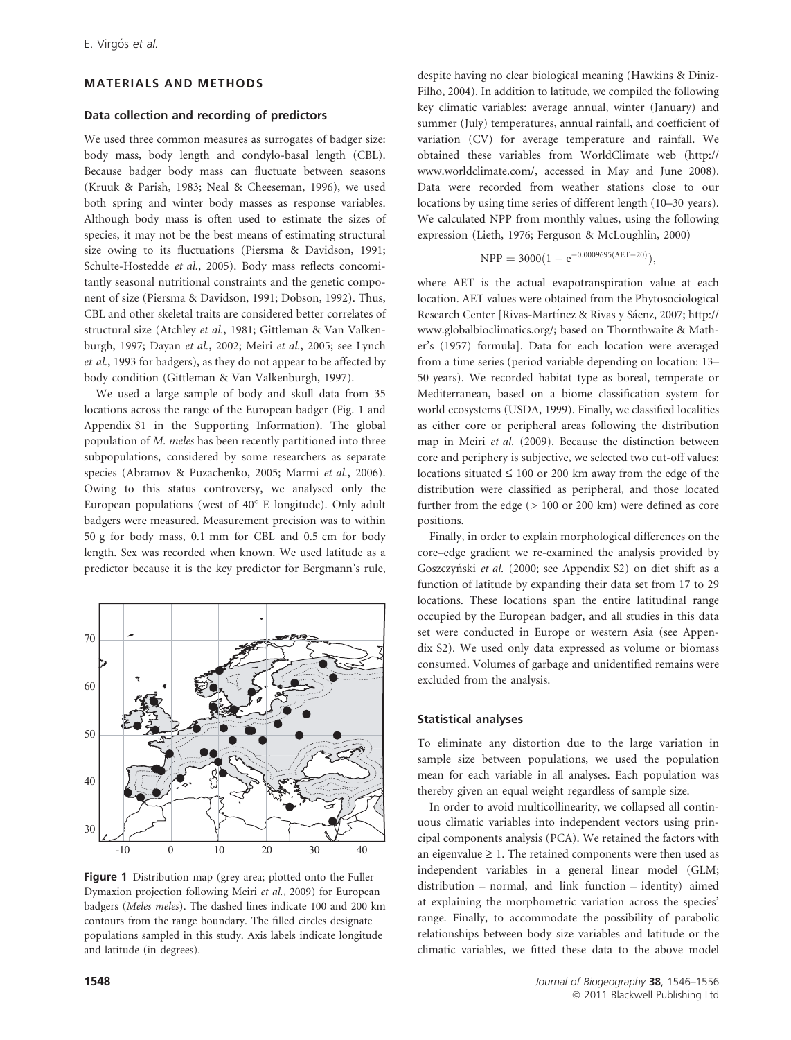## MATERIALS AND METHODS

### Data collection and recording of predictors

We used three common measures as surrogates of badger size: body mass, body length and condylo-basal length (CBL). Because badger body mass can fluctuate between seasons (Kruuk & Parish, 1983; Neal & Cheeseman, 1996), we used both spring and winter body masses as response variables. Although body mass is often used to estimate the sizes of species, it may not be the best means of estimating structural size owing to its fluctuations (Piersma & Davidson, 1991; Schulte-Hostedde *et al.*, 2005). Body mass reflects concomitantly seasonal nutritional constraints and the genetic component of size (Piersma & Davidson, 1991; Dobson, 1992). Thus, CBL and other skeletal traits are considered better correlates of structural size (Atchley *et al.*, 1981; Gittleman & Van Valkenburgh, 1997; Dayan *et al.*, 2002; Meiri *et al.*, 2005; see Lynch *et al.*, 1993 for badgers), as they do not appear to be affected by body condition (Gittleman & Van Valkenburgh, 1997).

We used a large sample of body and skull data from 35 locations across the range of the European badger (Fig. 1 and Appendix S1 in the Supporting Information). The global population of *M. meles* has been recently partitioned into three subpopulations, considered by some researchers as separate species (Abramov & Puzachenko, 2005; Marmi *et al.*, 2006). Owing to this status controversy, we analysed only the European populations (west of 40° E longitude). Only adult badgers were measured. Measurement precision was to within 50 g for body mass, 0.1 mm for CBL and 0.5 cm for body length. Sex was recorded when known. We used latitude as a predictor because it is the key predictor for Bergmann's rule, despite having no clear biological meaning (Hawkins & Diniz-Filho, 2004). In addition to latitude, we compiled the following key climatic variables: average annual, winter (January) and summer (July) temperatures, annual rainfall, and coefficient of variation (CV) for average temperature and rainfall. We obtained these variables from WorldClimate web (http://www.worldclimate.com/, accessed in May and June 2008). Data were recorded from weather stations close to our locations by using time series of different length (10–30 years). We calculated NPP from monthly values, using the following expression (Lieth, 1976; Ferguson & McLoughlin, 2000)

$$\mathrm{NPP} = 3000(1 - e^{-0.0009695(\mathrm{AET}-20)}),$$

where AET is the actual evapotranspiration value at each location. AET values were obtained from the Phytosociological Research Center [Rivas-Martínez & Rivas y Sáenz, 2007; http://www.globalbioclimatics.org/; based on Thornthwaite & Mather's (1957) formula]. Data for each location were averaged from a time series (period variable depending on location: 13–50 years). We recorded habitat type as boreal, temperate or Mediterranean, based on a biome classification system for world ecosystems (USDA, 1999). Finally, we classified localities as either core or peripheral areas following the distribution map in Meiri *et al.* (2009). Because the distinction between core and periphery is subjective, we selected two cut-off values: locations situated ≤ 100 or 200 km away from the edge of the distribution were classified as peripheral, and those located further from the edge (> 100 or 200 km) were defined as core positions.

Finally, in order to explain morphological differences on the core–edge gradient we re-examined the analysis provided by Goszczyński *et al.* (2000; see Appendix S2) on diet shift as a function of latitude by expanding their data set from 17 to 29 locations. These locations span the entire latitudinal range occupied by the European badger, and all studies in this data set were conducted in Europe or western Asia (see Appendix S2). We used only data expressed as volume or biomass consumed. Volumes of garbage and unidentified remains were excluded from the analysis.

**Figure 1** Distribution map (grey area; plotted onto the Fuller Dymaxion projection following Meiri *et al.*, 2009) for European badgers (*Meles meles*). The dashed lines indicate 100 and 200 km contours from the range boundary. The filled circles designate populations sampled in this study. Axis labels indicate longitude and latitude (in degrees).

### Statistical analyses

To eliminate any distortion due to the large variation in sample size between populations, we used the population mean for each variable in all analyses. Each population was thereby given an equal weight regardless of sample size.

In order to avoid multicollinearity, we collapsed all continuous climatic variables into independent vectors using principal components analysis (PCA). We retained the factors with an eigenvalue ≥ 1. The retained components were then used as independent variables in a general linear model (GLM; distribution = normal, and link function = identity) aimed at explaining the morphometric variation across the species' range. Finally, to accommodate the possibility of parabolic relationships between body size variables and latitude or the climatic variables, we fitted these data to the above model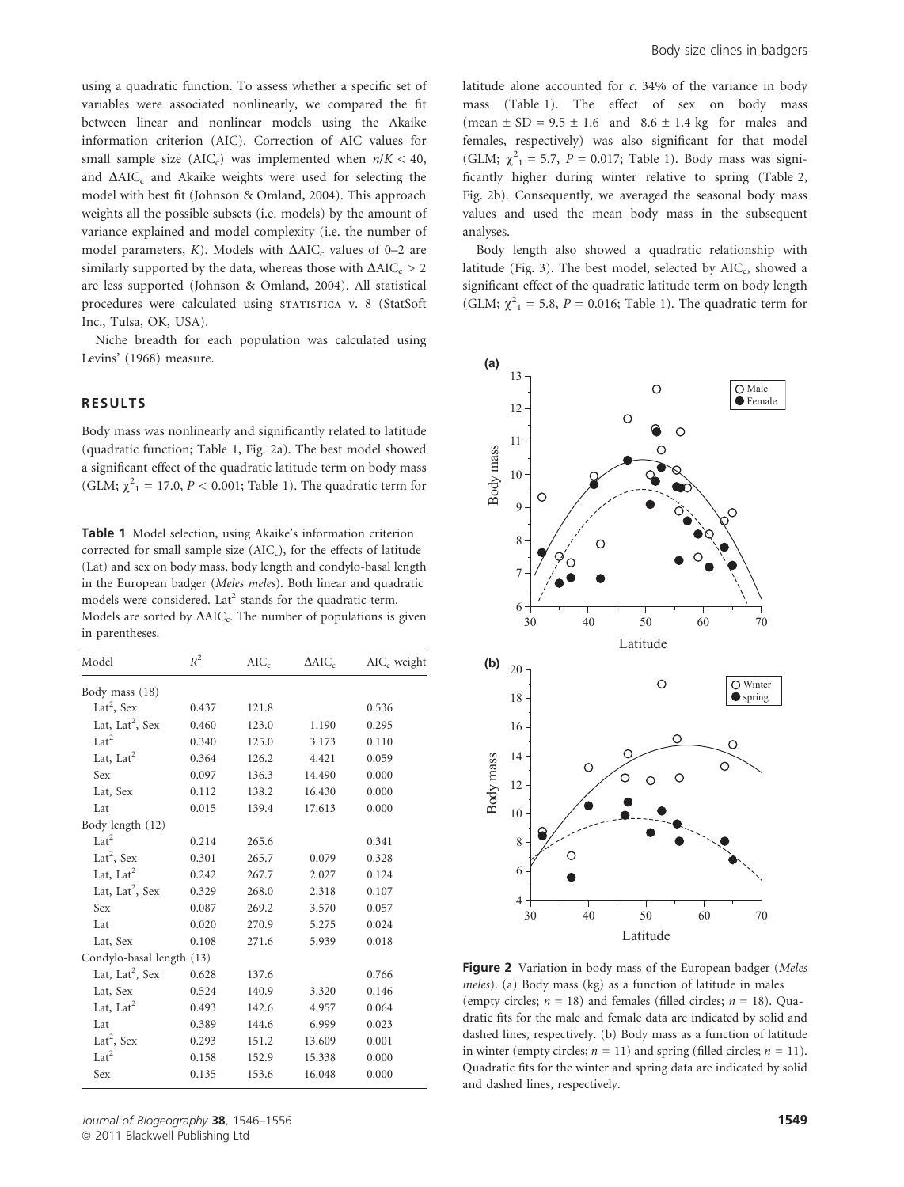using a quadratic function. To assess whether a specific set of variables were associated nonlinearly, we compared the fit between linear and nonlinear models using the Akaike information criterion (AIC). Correction of AIC values for small sample size ($AIC_c$) was implemented when $n/K < 40$, and $\Delta AIC_c$ and Akaike weights were used for selecting the model with best fit (Johnson & Omland, 2004). This approach weights all the possible subsets (i.e. models) by the amount of variance explained and model complexity (i.e. the number of model parameters, $K$). Models with $\Delta AIC_c$ values of 0–2 are similarly supported by the data, whereas those with $\Delta AIC_c > 2$ are less supported (Johnson & Omland, 2004). All statistical procedures were calculated using STATISTICA v. 8 (StatSoft Inc., Tulsa, OK, USA).

Niche breadth for each population was calculated using Levins' (1968) measure.

## RESULTS

Body mass was nonlinearly and significantly related to latitude (quadratic function; Table 1, Fig. 2a). The best model showed a significant effect of the quadratic latitude term on body mass (GLM; $\chi^2_1 = 17.0$, $P < 0.001$; Table 1). The quadratic term for latitude alone accounted for *c*. 34% of the variance in body mass (Table 1). The effect of sex on body mass (mean ± SD = 9.5 ± 1.6 and 8.6 ± 1.4 kg for males and females, respectively) was also significant for that model (GLM; $\chi^2_1 = 5.7$, $P = 0.017$; Table 1). Body mass was significantly higher during winter relative to spring (Table 2, Fig. 2b). Consequently, we averaged the seasonal body mass values and used the mean body mass in the subsequent analyses.

Body length also showed a quadratic relationship with latitude (Fig. 3). The best model, selected by $AIC_c$, showed a significant effect of the quadratic latitude term on body length (GLM; $\chi^2_1 = 5.8$, $P = 0.016$; Table 1). The quadratic term for

**Table 1** Model selection, using Akaike's information criterion corrected for small sample size ($AIC_c$), for the effects of latitude (Lat) and sex on body mass, body length and condylo-basal length in the European badger (*Meles meles*). Both linear and quadratic models were considered. $Lat^2$ stands for the quadratic term. Models are sorted by $\Delta AIC_c$. The number of populations is given in parentheses.

| Model | $R^2$ | $AIC_c$ | $\Delta AIC_c$ | $AIC_c$ weight |
|---|---|---|---|---|
| Body mass (18) | | | | |
| $Lat^2$, Sex | 0.437 | 121.8 | | 0.536 |
| Lat, $Lat^2$, Sex | 0.460 | 123.0 | 1.190 | 0.295 |
| $Lat^2$ | 0.340 | 125.0 | 3.173 | 0.110 |
| Lat, $Lat^2$ | 0.364 | 126.2 | 4.421 | 0.059 |
| Sex | 0.097 | 136.3 | 14.490 | 0.000 |
| Lat, Sex | 0.112 | 138.2 | 16.430 | 0.000 |
| Lat | 0.015 | 139.4 | 17.613 | 0.000 |
| Body length (12) | | | | |
| $Lat^2$ | 0.214 | 265.6 | | 0.341 |
| $Lat^2$, Sex | 0.301 | 265.7 | 0.079 | 0.328 |
| Lat, $Lat^2$ | 0.242 | 267.7 | 2.027 | 0.124 |
| Lat, $Lat^2$, Sex | 0.329 | 268.0 | 2.318 | 0.107 |
| Sex | 0.087 | 269.2 | 3.570 | 0.057 |
| Lat | 0.020 | 270.9 | 5.275 | 0.024 |
| Lat, Sex | 0.108 | 271.6 | 5.939 | 0.018 |
| Condylo-basal length (13) | | | | |
| Lat, $Lat^2$, Sex | 0.628 | 137.6 | | 0.766 |
| Lat, Sex | 0.524 | 140.9 | 3.320 | 0.146 |
| Lat, $Lat^2$ | 0.493 | 142.6 | 4.957 | 0.064 |
| Lat | 0.389 | 144.6 | 6.999 | 0.023 |
| $Lat^2$, Sex | 0.293 | 151.2 | 13.609 | 0.001 |
| $Lat^2$ | 0.158 | 152.9 | 15.338 | 0.000 |
| Sex | 0.135 | 153.6 | 16.048 | 0.000 |

**Figure 2** Variation in body mass of the European badger (*Meles meles*). (a) Body mass (kg) as a function of latitude in males (empty circles; $n = 18$) and females (filled circles; $n = 18$). Quadratic fits for the male and female data are indicated by solid and dashed lines, respectively. (b) Body mass as a function of latitude in winter (empty circles; $n = 11$) and spring (filled circles; $n = 11$). Quadratic fits for the winter and spring data are indicated by solid and dashed lines, respectively.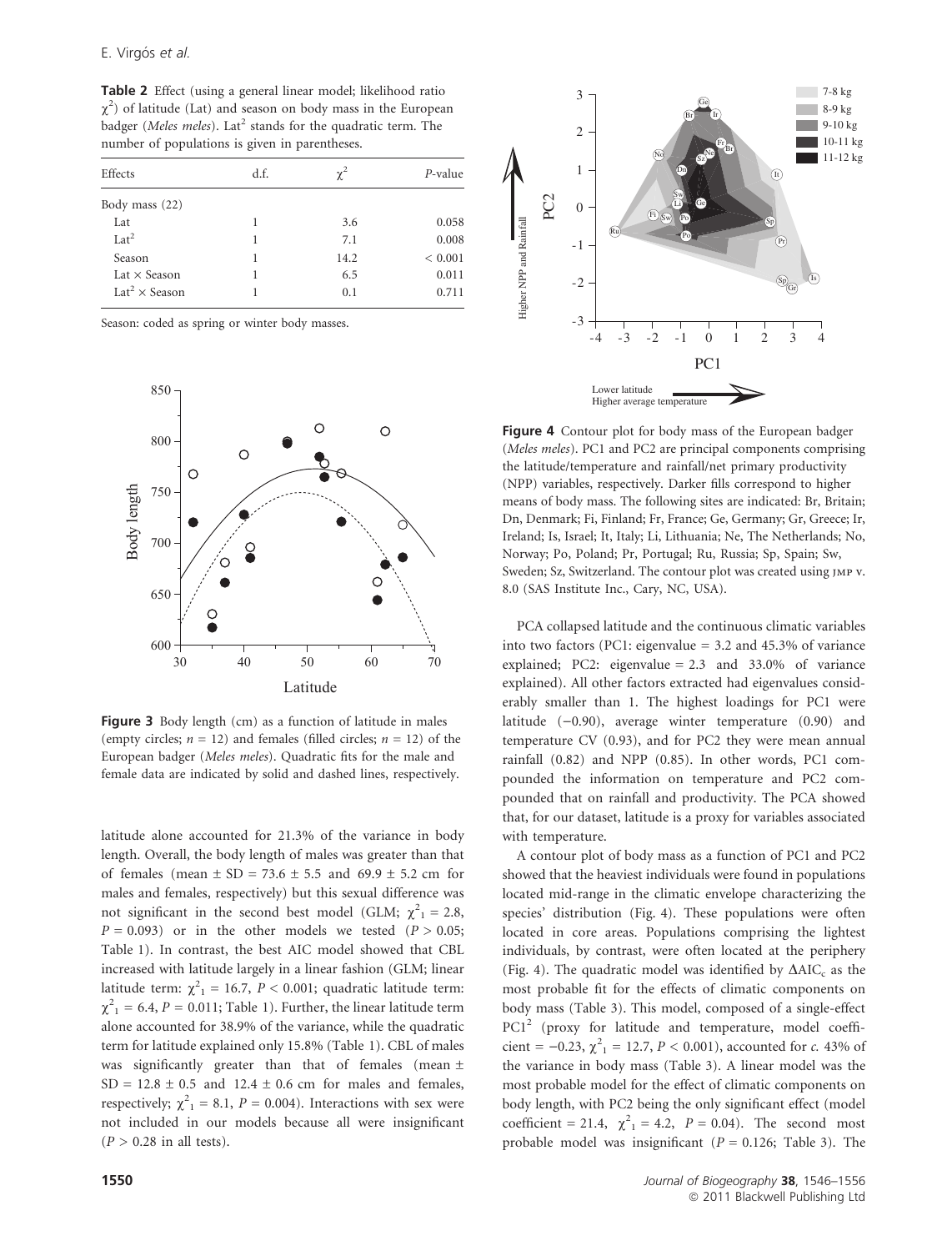**Table 2** Effect (using a general linear model; likelihood ratio $\chi^2$) of latitude (Lat) and season on body mass in the European badger (*Meles meles*). $\text{Lat}^2$ stands for the quadratic term. The number of populations is given in parentheses.

| Effects | d.f. | $\chi^2$ | *P*-value |
|---|---|---|---|
| Body mass (22) | | | |
| Lat | 1 | 3.6 | 0.058 |
| $\text{Lat}^2$ | 1 | 7.1 | 0.008 |
| Season | 1 | 14.2 | < 0.001 |
| Lat × Season | 1 | 6.5 | 0.011 |
| $\text{Lat}^2$ × Season | 1 | 0.1 | 0.711 |

Season: coded as spring or winter body masses.

**Figure 3** Body length (cm) as a function of latitude in males (empty circles; $n = 12$) and females (filled circles; $n = 12$) of the European badger (*Meles meles*). Quadratic fits for the male and female data are indicated by solid and dashed lines, respectively.

latitude alone accounted for 21.3% of the variance in body length. Overall, the body length of males was greater than that of females (mean ± SD = 73.6 ± 5.5 and 69.9 ± 5.2 cm for males and females, respectively) but this sexual difference was not significant in the second best model (GLM; $\chi^2_1 = 2.8$, $P = 0.093$) or in the other models we tested ($P > 0.05$; Table 1). In contrast, the best AIC model showed that CBL increased with latitude largely in a linear fashion (GLM; linear latitude term: $\chi^2_1 = 16.7$, $P < 0.001$; quadratic latitude term: $\chi^2_1 = 6.4$, $P = 0.011$; Table 1). Further, the linear latitude term alone accounted for 38.9% of the variance, while the quadratic term for latitude explained only 15.8% (Table 1). CBL of males was significantly greater than that of females (mean ± SD = 12.8 ± 0.5 and 12.4 ± 0.6 cm for males and females, respectively; $\chi^2_1 = 8.1$, $P = 0.004$). Interactions with sex were not included in our models because all were insignificant ($P > 0.28$ in all tests).

**Figure 4** Contour plot for body mass of the European badger (*Meles meles*). PC1 and PC2 are principal components comprising the latitude/temperature and rainfall/net primary productivity (NPP) variables, respectively. Darker fills correspond to higher means of body mass. The following sites are indicated: Br, Britain; Dn, Denmark; Fi, Finland; Fr, France; Ge, Germany; Gr, Greece; Ir, Ireland; Is, Israel; It, Italy; Li, Lithuania; Ne, The Netherlands; No, Norway; Po, Poland; Pr, Portugal; Ru, Russia; Sp, Spain; Sw, Sweden; Sz, Switzerland. The contour plot was created using JMP v. 8.0 (SAS Institute Inc., Cary, NC, USA).

PCA collapsed latitude and the continuous climatic variables into two factors (PC1: eigenvalue = 3.2 and 45.3% of variance explained; PC2: eigenvalue = 2.3 and 33.0% of variance explained). All other factors extracted had eigenvalues considerably smaller than 1. The highest loadings for PC1 were latitude (−0.90), average winter temperature (0.90) and temperature CV (0.93), and for PC2 they were mean annual rainfall (0.82) and NPP (0.85). In other words, PC1 compounded the information on temperature and PC2 compounded that on rainfall and productivity. The PCA showed that, for our dataset, latitude is a proxy for variables associated with temperature.

A contour plot of body mass as a function of PC1 and PC2 showed that the heaviest individuals were found in populations located mid-range in the climatic envelope characterizing the species' distribution (Fig. 4). These populations were often located in core areas. Populations comprising the lightest individuals, by contrast, were often located at the periphery (Fig. 4). The quadratic model was identified by $\Delta\text{AIC}_c$ as the most probable fit for the effects of climatic components on body mass (Table 3). This model, composed of a single-effect $\text{PC1}^2$ (proxy for latitude and temperature, model coefficient = −0.23, $\chi^2_1 = 12.7$, $P < 0.001$), accounted for *c.* 43% of the variance in body mass (Table 3). A linear model was the most probable model for the effect of climatic components on body length, with PC2 being the only significant effect (model coefficient = 21.4, $\chi^2_1 = 4.2$, $P = 0.04$). The second most probable model was insignificant ($P = 0.126$; Table 3). The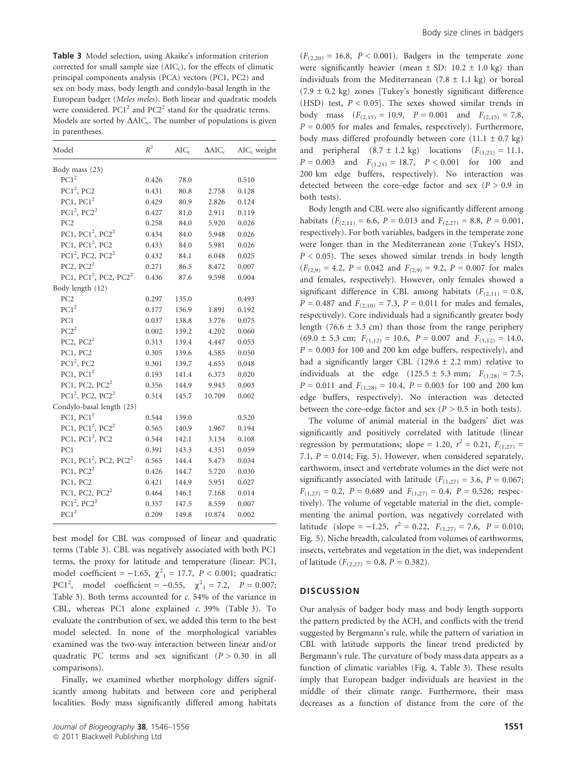**Table 3** Model selection, using Akaike's information criterion corrected for small sample size ($AIC_c$), for the effects of climatic principal components analysis (PCA) vectors (PC1, PC2) and sex on body mass, body length and condylo-basal length in the European badger (*Meles meles*). Both linear and quadratic models were considered. $PC1^2$ and $PC2^2$ stand for the quadratic terms. Models are sorted by $\Delta AIC_c$. The number of populations is given in parentheses.

| Model | $R^2$ | $AIC_c$ | $\Delta AIC_c$ | $AIC_c$ weight |
|---|---|---|---|---|
| Body mass (23) | | | | |
| $PC1^2$ | 0.426 | 78.0 | | 0.510 |
| $PC1^2$, PC2 | 0.431 | 80.8 | 2.758 | 0.128 |
| PC1, $PC1^2$ | 0.429 | 80.9 | 2.826 | 0.124 |
| $PC1^2$, $PC2^2$ | 0.427 | 81.0 | 2.911 | 0.119 |
| PC2 | 0.258 | 84.0 | 5.920 | 0.026 |
| PC1, $PC1^2$, $PC2^2$ | 0.434 | 84.0 | 5.948 | 0.026 |
| PC1, $PC1^2$, PC2 | 0.433 | 84.0 | 5.981 | 0.026 |
| $PC1^2$, PC2, $PC2^2$ | 0.432 | 84.1 | 6.048 | 0.025 |
| PC2, $PC2^2$ | 0.271 | 86.5 | 8.472 | 0.007 |
| PC1, $PC1^2$, PC2, $PC2^2$ | 0.436 | 87.6 | 9.598 | 0.004 |
| Body length (12) | | | | |
| PC2 | 0.297 | 135.0 | | 0.493 |
| $PC1^2$ | 0.177 | 136.9 | 1.891 | 0.192 |
| PC1 | 0.037 | 138.8 | 3.776 | 0.075 |
| $PC2^2$ | 0.002 | 139.2 | 4.202 | 0.060 |
| PC2, $PC2^2$ | 0.313 | 139.4 | 4.447 | 0.053 |
| PC1, PC2 | 0.305 | 139.6 | 4.585 | 0.050 |
| $PC1^2$, PC2 | 0.301 | 139.7 | 4.655 | 0.048 |
| PC1, $PC1^2$ | 0.193 | 141.4 | 6.373 | 0.020 |
| PC1, PC2, $PC2^2$ | 0.356 | 144.9 | 9.943 | 0.003 |
| $PC1^2$, PC2, $PC2^2$ | 0.314 | 145.7 | 10.709 | 0.002 |
| Condylo-basal length (25) | | | | |
| PC1, $PC1^2$ | 0.544 | 139.0 | | 0.520 |
| PC1, $PC1^2$, $PC2^2$ | 0.565 | 140.9 | 1.967 | 0.194 |
| PC1, $PC1^2$, PC2 | 0.544 | 142.1 | 3.134 | 0.108 |
| PC1 | 0.391 | 143.3 | 4.351 | 0.059 |
| PC1, $PC1^2$, PC2, $PC2^2$ | 0.565 | 144.4 | 5.473 | 0.034 |
| PC1, $PC2^2$ | 0.426 | 144.7 | 5.720 | 0.030 |
| PC1, PC2 | 0.421 | 144.9 | 5.951 | 0.027 |
| PC1, PC2, $PC2^2$ | 0.464 | 146.1 | 7.168 | 0.014 |
| $PC1^2$, $PC2^2$ | 0.357 | 147.5 | 8.559 | 0.007 |
| $PC1^2$ | 0.209 | 149.8 | 10.874 | 0.002 |

best model for CBL was composed of linear and quadratic terms (Table 3). CBL was negatively associated with both PC1 terms, the proxy for latitude and temperature (linear: PC1, model coefficient = −1.65, $\chi^2_1 = 17.7$, $P < 0.001$; quadratic: $PC1^2$, model coefficient = −0.55, $\chi^2_1 = 7.2$, $P = 0.007$; Table 3). Both terms accounted for *c.* 54% of the variance in CBL, whereas PC1 alone explained *c.* 39% (Table 3). To evaluate the contribution of sex, we added this term to the best model selected. In none of the morphological variables examined was the two-way interaction between linear and/or quadratic PC terms and sex significant ($P > 0.30$ in all comparisons).

Finally, we examined whether morphology differs significantly among habitats and between core and peripheral localities. Body mass significantly differed among habitats ($F_{(2,20)} = 16.8$, $P < 0.001$). Badgers in the temperate zone were significantly heavier (mean ± SD: 10.2 ± 1.0 kg) than individuals from the Mediterranean (7.8 ± 1.1 kg) or boreal (7.9 ± 0.2 kg) zones [Tukey's honestly significant difference (HSD) test, $P < 0.05$]. The sexes showed similar trends in body mass ($F_{(2,15)} = 10.9$, $P = 0.001$ and $F_{(2,15)} = 7.8$, $P = 0.005$ for males and females, respectively). Furthermore, body mass differed profoundly between core (11.1 ± 0.7 kg) and peripheral (8.7 ± 1.2 kg) locations ($F_{(1,21)} = 11.1$, $P = 0.003$ and $F_{(1,21)} = 18.7$, $P < 0.001$ for 100 and 200 km edge buffers, respectively). No interaction was detected between the core–edge factor and sex ($P > 0.9$ in both tests).

Body length and CBL were also significantly different among habitats ($F_{(2,11)} = 6.6$, $P = 0.013$ and $F_{(2,27)} = 8.8$, $P = 0.001$, respectively). For both variables, badgers in the temperate zone were longer than in the Mediterranean zone (Tukey's HSD, $P < 0.05$). The sexes showed similar trends in body length ($F_{(2,9)} = 4.2$, $P = 0.042$ and $F_{(2,9)} = 9.2$, $P = 0.007$ for males and females, respectively). However, only females showed a significant difference in CBL among habitats ($F_{(2,11)} = 0.8$, $P = 0.487$ and $F_{(2,10)} = 7.3$, $P = 0.011$ for males and females, respectively). Core individuals had a significantly greater body length (76.6 ± 3.3 cm) than those from the range periphery (69.0 ± 5.3 cm; $F_{(1,12)} = 10.6$, $P = 0.007$ and $F_{(1,12)} = 14.0$, $P = 0.003$ for 100 and 200 km edge buffers, respectively), and had a significantly larger CBL (129.6 ± 2.2 mm) relative to individuals at the edge (125.5 ± 5.3 mm; $F_{(1,28)} = 7.5$, $P = 0.011$ and $F_{(1,28)} = 10.4$, $P = 0.003$ for 100 and 200 km edge buffers, respectively). No interaction was detected between the core–edge factor and sex ($P > 0.5$ in both tests).

The volume of animal material in the badgers' diet was significantly and positively correlated with latitude (linear regression by permutations; slope = 1.20, $r^2 = 0.21$, $F_{(1,27)} = 7.1$, $P = 0.014$; Fig. 5). However, when considered separately, earthworm, insect and vertebrate volumes in the diet were not significantly associated with latitude ($F_{(1,27)} = 3.6$, $P = 0.067$; $F_{(1,27)} = 0.2$, $P = 0.689$ and $F_{(1,27)} = 0.4$, $P = 0.526$; respectively). The volume of vegetable material in the diet, complementing the animal portion, was negatively correlated with latitude (slope = −1.25, $r^2 = 0.22$, $F_{(1,27)} = 7.6$, $P = 0.010$; Fig. 5). Niche breadth, calculated from volumes of earthworms, insects, vertebrates and vegetation in the diet, was independent of latitude ($F_{(2,27)} = 0.8$, $P = 0.382$).

## DISCUSSION

Our analysis of badger body mass and body length supports the pattern predicted by the ACH, and conflicts with the trend suggested by Bergmann's rule, while the pattern of variation in CBL with latitude supports the linear trend predicted by Bergmann's rule. The curvature of body mass data appears as a function of climatic variables (Fig. 4, Table 3). These results imply that European badger individuals are heaviest in the middle of their climate range. Furthermore, their mass decreases as a function of distance from the core of the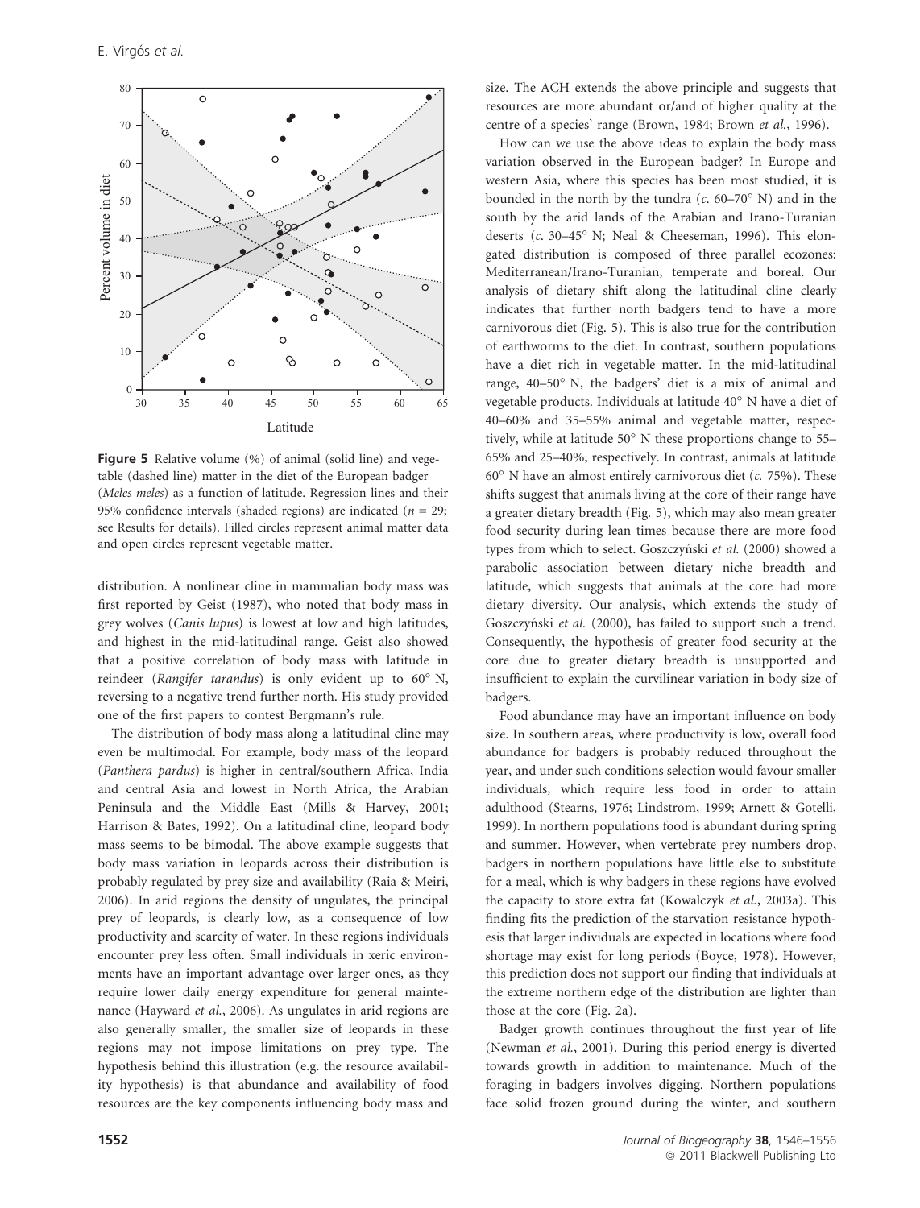**Figure 5** Relative volume (%) of animal (solid line) and vegetable (dashed line) matter in the diet of the European badger (*Meles meles*) as a function of latitude. Regression lines and their 95% confidence intervals (shaded regions) are indicated ($n = 29$; see Results for details). Filled circles represent animal matter data and open circles represent vegetable matter.

distribution. A nonlinear cline in mammalian body mass was first reported by Geist (1987), who noted that body mass in grey wolves (*Canis lupus*) is lowest at low and high latitudes, and highest in the mid-latitudinal range. Geist also showed that a positive correlation of body mass with latitude in reindeer (*Rangifer tarandus*) is only evident up to 60° N, reversing to a negative trend further north. His study provided one of the first papers to contest Bergmann's rule.

The distribution of body mass along a latitudinal cline may even be multimodal. For example, body mass of the leopard (*Panthera pardus*) is higher in central/southern Africa, India and central Asia and lowest in North Africa, the Arabian Peninsula and the Middle East (Mills & Harvey, 2001; Harrison & Bates, 1992). On a latitudinal cline, leopard body mass seems to be bimodal. The above example suggests that body mass variation in leopards across their distribution is probably regulated by prey size and availability (Raia & Meiri, 2006). In arid regions the density of ungulates, the principal prey of leopards, is clearly low, as a consequence of low productivity and scarcity of water. In these regions individuals encounter prey less often. Small individuals in xeric environments have an important advantage over larger ones, as they require lower daily energy expenditure for general maintenance (Hayward *et al.*, 2006). As ungulates in arid regions are also generally smaller, the smaller size of leopards in these regions may not impose limitations on prey type. The hypothesis behind this illustration (e.g. the resource availability hypothesis) is that abundance and availability of food resources are the key components influencing body mass and size. The ACH extends the above principle and suggests that resources are more abundant or/and of higher quality at the centre of a species' range (Brown, 1984; Brown *et al.*, 1996).

How can we use the above ideas to explain the body mass variation observed in the European badger? In Europe and western Asia, where this species has been most studied, it is bounded in the north by the tundra (*c.* 60–70° N) and in the south by the arid lands of the Arabian and Irano-Turanian deserts (*c.* 30–45° N; Neal & Cheeseman, 1996). This elongated distribution is composed of three parallel ecozones: Mediterranean/Irano-Turanian, temperate and boreal. Our analysis of dietary shift along the latitudinal cline clearly indicates that further north badgers tend to have a more carnivorous diet (Fig. 5). This is also true for the contribution of earthworms to the diet. In contrast, southern populations have a diet rich in vegetable matter. In the mid-latitudinal range, 40–50° N, the badgers' diet is a mix of animal and vegetable products. Individuals at latitude 40° N have a diet of 40–60% and 35–55% animal and vegetable matter, respectively, while at latitude 50° N these proportions change to 55–65% and 25–40%, respectively. In contrast, animals at latitude 60° N have an almost entirely carnivorous diet (*c.* 75%). These shifts suggest that animals living at the core of their range have a greater dietary breadth (Fig. 5), which may also mean greater food security during lean times because there are more food types from which to select. Goszczyński *et al.* (2000) showed a parabolic association between dietary niche breadth and latitude, which suggests that animals at the core had more dietary diversity. Our analysis, which extends the study of Goszczyński *et al.* (2000), has failed to support such a trend. Consequently, the hypothesis of greater food security at the core due to greater dietary breadth is unsupported and insufficient to explain the curvilinear variation in body size of badgers.

Food abundance may have an important influence on body size. In southern areas, where productivity is low, overall food abundance for badgers is probably reduced throughout the year, and under such conditions selection would favour smaller individuals, which require less food in order to attain adulthood (Stearns, 1976; Lindstrom, 1999; Arnett & Gotelli, 1999). In northern populations food is abundant during spring and summer. However, when vertebrate prey numbers drop, badgers in northern populations have little else to substitute for a meal, which is why badgers in these regions have evolved the capacity to store extra fat (Kowalczyk *et al.*, 2003a). This finding fits the prediction of the starvation resistance hypothesis that larger individuals are expected in locations where food shortage may exist for long periods (Boyce, 1978). However, this prediction does not support our finding that individuals at the extreme northern edge of the distribution are lighter than those at the core (Fig. 2a).

Badger growth continues throughout the first year of life (Newman *et al.*, 2001). During this period energy is diverted towards growth in addition to maintenance. Much of the foraging in badgers involves digging. Northern populations face solid frozen ground during the winter, and southern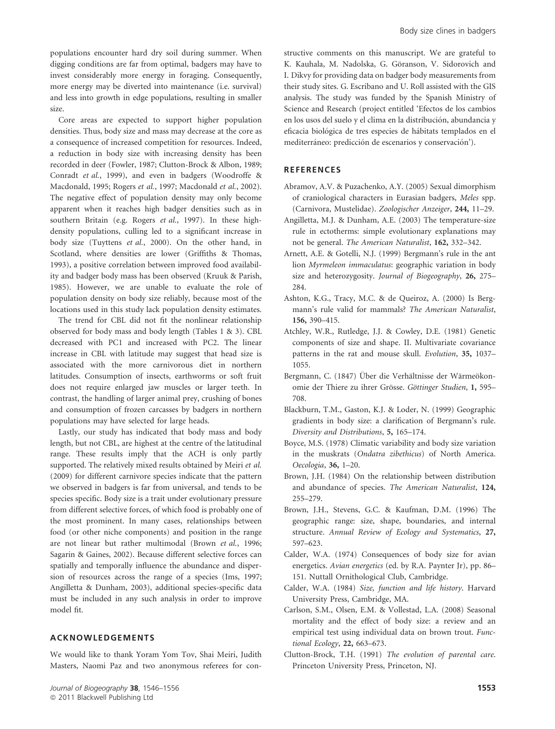populations encounter hard dry soil during summer. When digging conditions are far from optimal, badgers may have to invest considerably more energy in foraging. Consequently, more energy may be diverted into maintenance (i.e. survival) and less into growth in edge populations, resulting in smaller size.

Core areas are expected to support higher population densities. Thus, body size and mass may decrease at the core as a consequence of increased competition for resources. Indeed, a reduction in body size with increasing density has been recorded in deer (Fowler, 1987; Clutton-Brock & Albon, 1989; Conradt *et al.*, 1999), and even in badgers (Woodroffe & Macdonald, 1995; Rogers *et al.*, 1997; Macdonald *et al.*, 2002). The negative effect of population density may only become apparent when it reaches high badger densities such as in southern Britain (e.g. Rogers *et al.*, 1997). In these high-density populations, culling led to a significant increase in body size (Tuyttens *et al.*, 2000). On the other hand, in Scotland, where densities are lower (Griffiths & Thomas, 1993), a positive correlation between improved food availability and badger body mass has been observed (Kruuk & Parish, 1985). However, we are unable to evaluate the role of population density on body size reliably, because most of the locations used in this study lack population density estimates.

The trend for CBL did not fit the nonlinear relationship observed for body mass and body length (Tables 1 & 3). CBL decreased with PC1 and increased with PC2. The linear increase in CBL with latitude may suggest that head size is associated with the more carnivorous diet in northern latitudes. Consumption of insects, earthworms or soft fruit does not require enlarged jaw muscles or larger teeth. In contrast, the handling of larger animal prey, crushing of bones and consumption of frozen carcasses by badgers in northern populations may have selected for large heads.

Lastly, our study has indicated that body mass and body length, but not CBL, are highest at the centre of the latitudinal range. These results imply that the ACH is only partly supported. The relatively mixed results obtained by Meiri *et al.* (2009) for different carnivore species indicate that the pattern we observed in badgers is far from universal, and tends to be species specific. Body size is a trait under evolutionary pressure from different selective forces, of which food is probably one of the most prominent. In many cases, relationships between food (or other niche components) and position in the range are not linear but rather multimodal (Brown *et al.*, 1996; Sagarin & Gaines, 2002). Because different selective forces can spatially and temporally influence the abundance and dispersion of resources across the range of a species (Ims, 1997; Angilletta & Dunham, 2003), additional species-specific data must be included in any such analysis in order to improve model fit.

## ACKNOWLEDGEMENTS

We would like to thank Yoram Yom Tov, Shai Meiri, Judith Masters, Naomi Paz and two anonymous referees for constructive comments on this manuscript. We are grateful to K. Kauhala, M. Nadolska, G. Göranson, V. Sidorovich and I. Dikvy for providing data on badger body measurements from their study sites. G. Escribano and U. Roll assisted with the GIS analysis. The study was funded by the Spanish Ministry of Science and Research (project entitled 'Efectos de los cambios en los usos del suelo y el clima en la distribución, abundancia y eficacia biológica de tres especies de hábitats templados en el mediterráneo: predicción de escenarios y conservación').

## REFERENCES

Abramov, A.V. & Puzachenko, A.Y. (2005) Sexual dimorphism of craniological characters in Eurasian badgers, *Meles* spp. (Carnivora, Mustelidae). *Zoologischer Anzeiger*, **244,** 11–29.

Angilletta, M.J. & Dunham, A.E. (2003) The temperature-size rule in ectotherms: simple evolutionary explanations may not be general. *The American Naturalist*, **162,** 332–342.

Arnett, A.E. & Gotelli, N.J. (1999) Bergmann's rule in the ant lion *Myrmeleon immaculatus*: geographic variation in body size and heterozygosity. *Journal of Biogeography*, **26,** 275–284.

Ashton, K.G., Tracy, M.C. & de Queiroz, A. (2000) Is Bergmann's rule valid for mammals? *The American Naturalist*, **156,** 390–415.

Atchley, W.R., Rutledge, J.J. & Cowley, D.E. (1981) Genetic components of size and shape. II. Multivariate covariance patterns in the rat and mouse skull. *Evolution*, **35,** 1037–1055.

Bergmann, C. (1847) Über die Verhältnisse der Wärmeökonomie der Thiere zu ihrer Grösse. *Göttinger Studien*, **1,** 595–708.

Blackburn, T.M., Gaston, K.J. & Loder, N. (1999) Geographic gradients in body size: a clarification of Bergmann's rule. *Diversity and Distributions*, **5,** 165–174.

Boyce, M.S. (1978) Climatic variability and body size variation in the muskrats (*Ondatra zibethicus*) of North America. *Oecologia*, **36,** 1–20.

Brown, J.H. (1984) On the relationship between distribution and abundance of species. *The American Naturalist*, **124,** 255–279.

Brown, J.H., Stevens, G.C. & Kaufman, D.M. (1996) The geographic range: size, shape, boundaries, and internal structure. *Annual Review of Ecology and Systematics*, **27,** 597–623.

Calder, W.A. (1974) Consequences of body size for avian energetics. *Avian energetics* (ed. by R.A. Paynter Jr), pp. 86–151. Nuttall Ornithological Club, Cambridge.

Calder, W.A. (1984) *Size, function and life history*. Harvard University Press, Cambridge, MA.

Carlson, S.M., Olsen, E.M. & Vollestad, L.A. (2008) Seasonal mortality and the effect of body size: a review and an empirical test using individual data on brown trout. *Functional Ecology*, **22,** 663–673.

Clutton-Brock, T.H. (1991) *The evolution of parental care*. Princeton University Press, Princeton, NJ.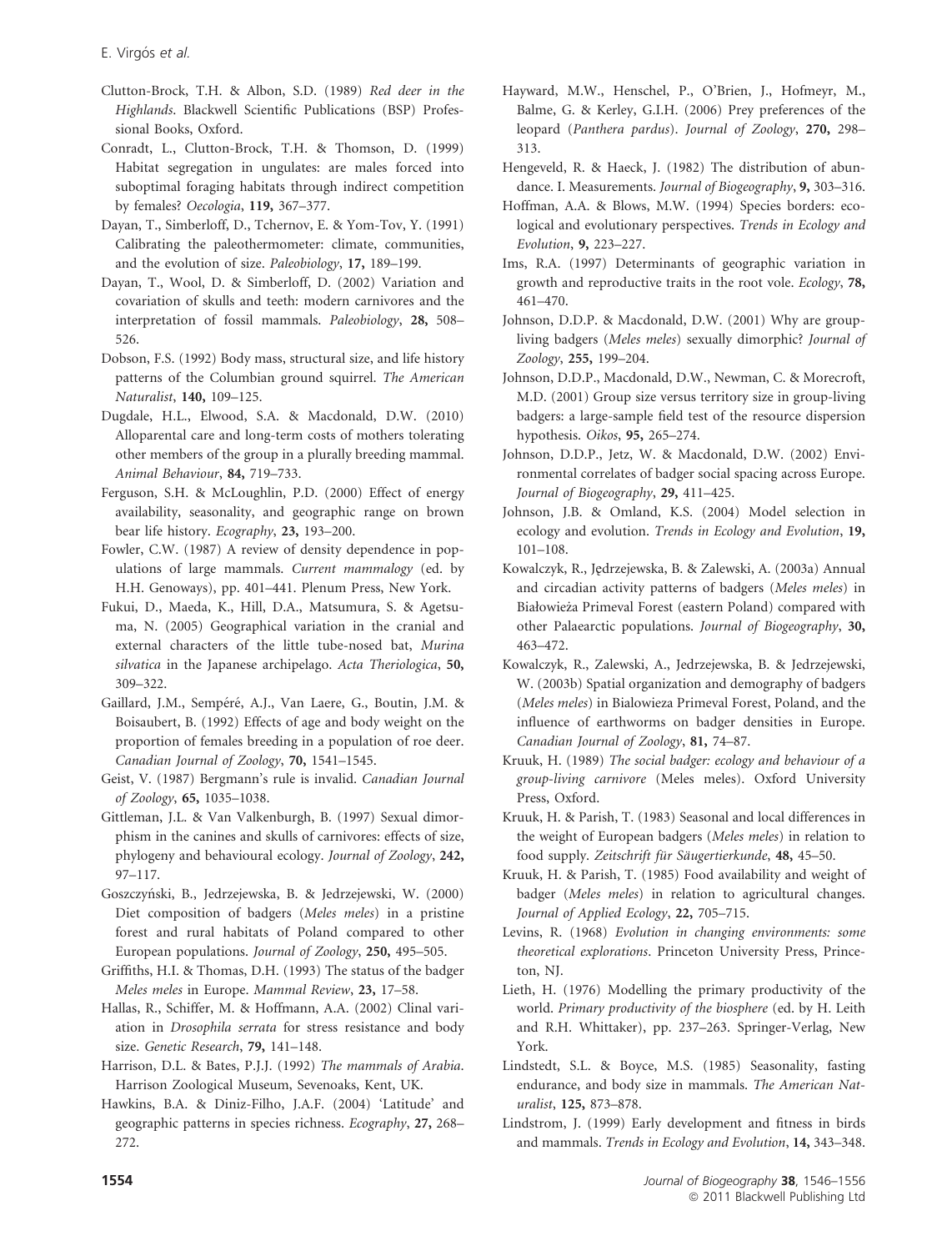Clutton-Brock, T.H. & Albon, S.D. (1989) *Red deer in the Highlands*. Blackwell Scientific Publications (BSP) Professional Books, Oxford.

Conradt, L., Clutton-Brock, T.H. & Thomson, D. (1999) Habitat segregation in ungulates: are males forced into suboptimal foraging habitats through indirect competition by females? *Oecologia*, **119,** 367–377.

Dayan, T., Simberloff, D., Tchernov, E. & Yom-Tov, Y. (1991) Calibrating the paleothermometer: climate, communities, and the evolution of size. *Paleobiology*, **17,** 189–199.

Dayan, T., Wool, D. & Simberloff, D. (2002) Variation and covariation of skulls and teeth: modern carnivores and the interpretation of fossil mammals. *Paleobiology*, **28,** 508–526.

Dobson, F.S. (1992) Body mass, structural size, and life history patterns of the Columbian ground squirrel. *The American Naturalist*, **140,** 109–125.

Dugdale, H.L., Elwood, S.A. & Macdonald, D.W. (2010) Alloparental care and long-term costs of mothers tolerating other members of the group in a plurally breeding mammal. *Animal Behaviour*, **84,** 719–733.

Ferguson, S.H. & McLoughlin, P.D. (2000) Effect of energy availability, seasonality, and geographic range on brown bear life history. *Ecography*, **23,** 193–200.

Fowler, C.W. (1987) A review of density dependence in populations of large mammals. *Current mammalogy* (ed. by H.H. Genoways), pp. 401–441. Plenum Press, New York.

Fukui, D., Maeda, K., Hill, D.A., Matsumura, S. & Agetsuma, N. (2005) Geographical variation in the cranial and external characters of the little tube-nosed bat, *Murina silvatica* in the Japanese archipelago. *Acta Theriologica*, **50,** 309–322.

Gaillard, J.M., Sempéré, A.J., Van Laere, G., Boutin, J.M. & Boisaubert, B. (1992) Effects of age and body weight on the proportion of females breeding in a population of roe deer. *Canadian Journal of Zoology*, **70,** 1541–1545.

Geist, V. (1987) Bergmann's rule is invalid. *Canadian Journal of Zoology*, **65,** 1035–1038.

Gittleman, J.L. & Van Valkenburgh, B. (1997) Sexual dimorphism in the canines and skulls of carnivores: effects of size, phylogeny and behavioural ecology. *Journal of Zoology*, **242,** 97–117.

Goszczyński, B., Jedrzejewska, B. & Jedrzejewski, W. (2000) Diet composition of badgers (*Meles meles*) in a pristine forest and rural habitats of Poland compared to other European populations. *Journal of Zoology*, **250,** 495–505.

Griffiths, H.I. & Thomas, D.H. (1993) The status of the badger *Meles meles* in Europe. *Mammal Review*, **23,** 17–58.

Hallas, R., Schiffer, M. & Hoffmann, A.A. (2002) Clinal variation in *Drosophila serrata* for stress resistance and body size. *Genetic Research*, **79,** 141–148.

Harrison, D.L. & Bates, P.J.J. (1992) *The mammals of Arabia*. Harrison Zoological Museum, Sevenoaks, Kent, UK.

Hawkins, B.A. & Diniz-Filho, J.A.F. (2004) 'Latitude' and geographic patterns in species richness. *Ecography*, **27,** 268–272.

Hayward, M.W., Henschel, P., O'Brien, J., Hofmeyr, M., Balme, G. & Kerley, G.I.H. (2006) Prey preferences of the leopard (*Panthera pardus*). *Journal of Zoology*, **270,** 298–313.

Hengeveld, R. & Haeck, J. (1982) The distribution of abundance. I. Measurements. *Journal of Biogeography*, **9,** 303–316.

Hoffman, A.A. & Blows, M.W. (1994) Species borders: ecological and evolutionary perspectives. *Trends in Ecology and Evolution*, **9,** 223–227.

Ims, R.A. (1997) Determinants of geographic variation in growth and reproductive traits in the root vole. *Ecology*, **78,** 461–470.

Johnson, D.D.P. & Macdonald, D.W. (2001) Why are group-living badgers (*Meles meles*) sexually dimorphic? *Journal of Zoology*, **255,** 199–204.

Johnson, D.D.P., Macdonald, D.W., Newman, C. & Morecroft, M.D. (2001) Group size versus territory size in group-living badgers: a large-sample field test of the resource dispersion hypothesis. *Oikos*, **95,** 265–274.

Johnson, D.D.P., Jetz, W. & Macdonald, D.W. (2002) Environmental correlates of badger social spacing across Europe. *Journal of Biogeography*, **29,** 411–425.

Johnson, J.B. & Omland, K.S. (2004) Model selection in ecology and evolution. *Trends in Ecology and Evolution*, **19,** 101–108.

Kowalczyk, R., Jędrzejewska, B. & Zalewski, A. (2003a) Annual and circadian activity patterns of badgers (*Meles meles*) in Białowieża Primeval Forest (eastern Poland) compared with other Palaearctic populations. *Journal of Biogeography*, **30,** 463–472.

Kowalczyk, R., Zalewski, A., Jedrzejewska, B. & Jedrzejewski, W. (2003b) Spatial organization and demography of badgers (*Meles meles*) in Bialowieza Primeval Forest, Poland, and the influence of earthworms on badger densities in Europe. *Canadian Journal of Zoology*, **81,** 74–87.

Kruuk, H. (1989) *The social badger: ecology and behaviour of a group-living carnivore* (Meles meles). Oxford University Press, Oxford.

Kruuk, H. & Parish, T. (1983) Seasonal and local differences in the weight of European badgers (*Meles meles*) in relation to food supply. *Zeitschrift für Säugertierkunde*, **48,** 45–50.

Kruuk, H. & Parish, T. (1985) Food availability and weight of badger (*Meles meles*) in relation to agricultural changes. *Journal of Applied Ecology*, **22,** 705–715.

Levins, R. (1968) *Evolution in changing environments: some theoretical explorations*. Princeton University Press, Princeton, NJ.

Lieth, H. (1976) Modelling the primary productivity of the world. *Primary productivity of the biosphere* (ed. by H. Leith and R.H. Whittaker), pp. 237–263. Springer-Verlag, New York.

Lindstedt, S.L. & Boyce, M.S. (1985) Seasonality, fasting endurance, and body size in mammals. *The American Naturalist*, **125,** 873–878.

Lindstrom, J. (1999) Early development and fitness in birds and mammals. *Trends in Ecology and Evolution*, **14,** 343–348.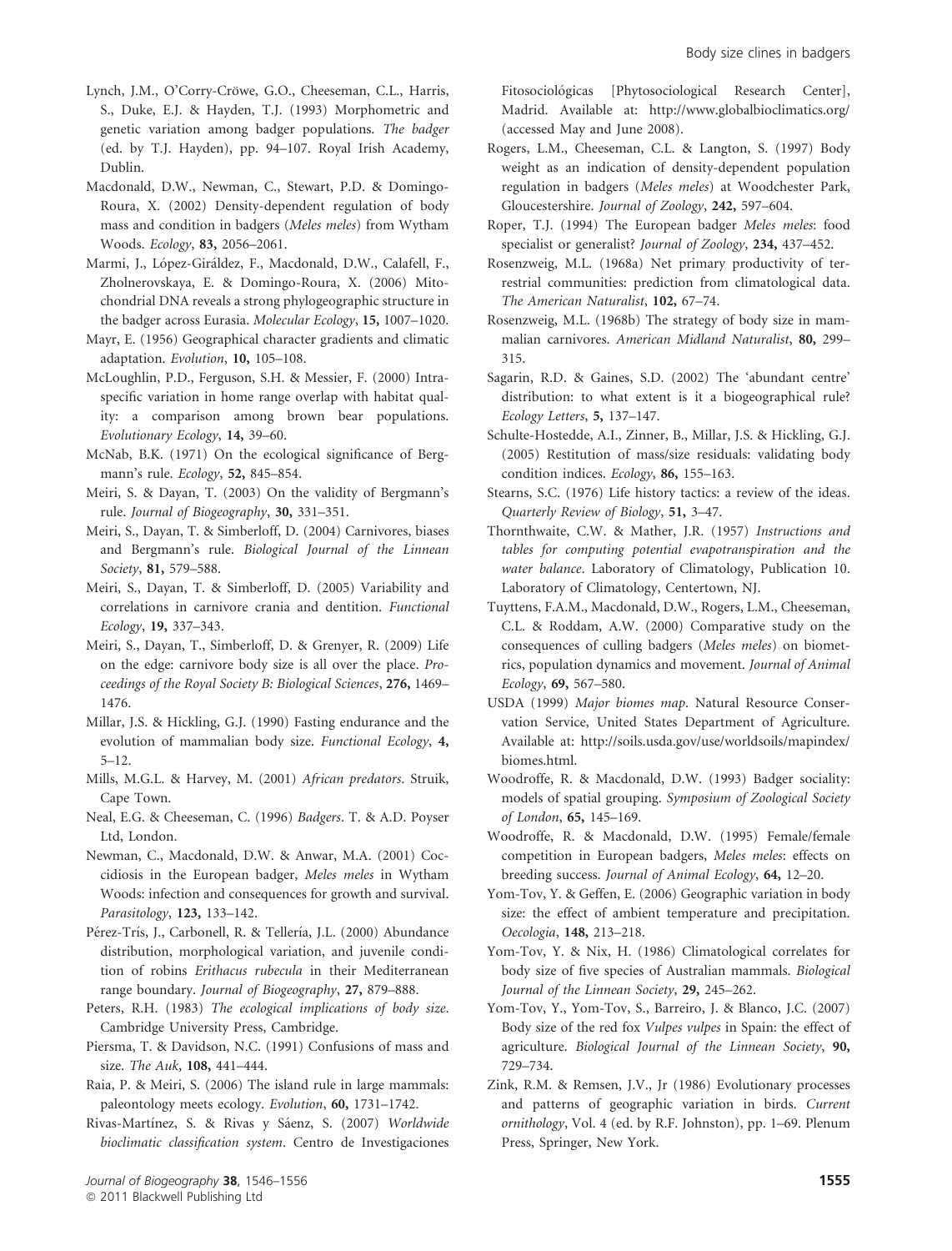Lynch, J.M., O'Corry-Cröwe, G.O., Cheeseman, C.L., Harris, S., Duke, E.J. & Hayden, T.J. (1993) Morphometric and genetic variation among badger populations. *The badger* (ed. by T.J. Hayden), pp. 94–107. Royal Irish Academy, Dublin.

Macdonald, D.W., Newman, C., Stewart, P.D. & Domingo-Roura, X. (2002) Density-dependent regulation of body mass and condition in badgers (*Meles meles*) from Wytham Woods. *Ecology*, **83,** 2056–2061.

Marmi, J., López-Giráldez, F., Macdonald, D.W., Calafell, F., Zholnerovskaya, E. & Domingo-Roura, X. (2006) Mitochondrial DNA reveals a strong phylogeographic structure in the badger across Eurasia. *Molecular Ecology*, **15,** 1007–1020.

Mayr, E. (1956) Geographical character gradients and climatic adaptation. *Evolution*, **10,** 105–108.

McLoughlin, P.D., Ferguson, S.H. & Messier, F. (2000) Intraspecific variation in home range overlap with habitat quality: a comparison among brown bear populations. *Evolutionary Ecology*, **14,** 39–60.

McNab, B.K. (1971) On the ecological significance of Bergmann's rule. *Ecology*, **52,** 845–854.

Meiri, S. & Dayan, T. (2003) On the validity of Bergmann's rule. *Journal of Biogeography*, **30,** 331–351.

Meiri, S., Dayan, T. & Simberloff, D. (2004) Carnivores, biases and Bergmann's rule. *Biological Journal of the Linnean Society*, **81,** 579–588.

Meiri, S., Dayan, T. & Simberloff, D. (2005) Variability and correlations in carnivore crania and dentition. *Functional Ecology*, **19,** 337–343.

Meiri, S., Dayan, T., Simberloff, D. & Grenyer, R. (2009) Life on the edge: carnivore body size is all over the place. *Proceedings of the Royal Society B: Biological Sciences*, **276,** 1469–1476.

Millar, J.S. & Hickling, G.J. (1990) Fasting endurance and the evolution of mammalian body size. *Functional Ecology*, **4,** 5–12.

Mills, M.G.L. & Harvey, M. (2001) *African predators*. Struik, Cape Town.

Neal, E.G. & Cheeseman, C. (1996) *Badgers*. T. & A.D. Poyser Ltd, London.

Newman, C., Macdonald, D.W. & Anwar, M.A. (2001) Coccidiosis in the European badger, *Meles meles* in Wytham Woods: infection and consequences for growth and survival. *Parasitology*, **123,** 133–142.

Pérez-Trís, J., Carbonell, R. & Tellería, J.L. (2000) Abundance distribution, morphological variation, and juvenile condition of robins *Erithacus rubecula* in their Mediterranean range boundary. *Journal of Biogeography*, **27,** 879–888.

Peters, R.H. (1983) *The ecological implications of body size*. Cambridge University Press, Cambridge.

Piersma, T. & Davidson, N.C. (1991) Confusions of mass and size. *The Auk*, **108,** 441–444.

Raia, P. & Meiri, S. (2006) The island rule in large mammals: paleontology meets ecology. *Evolution*, **60,** 1731–1742.

Rivas-Martínez, S. & Rivas y Sáenz, S. (2007) *Worldwide bioclimatic classification system*. Centro de Investigaciones Fitosociológicas [Phytosociological Research Center], Madrid. Available at: http://www.globalbioclimatics.org/ (accessed May and June 2008).

Rogers, L.M., Cheeseman, C.L. & Langton, S. (1997) Body weight as an indication of density-dependent population regulation in badgers (*Meles meles*) at Woodchester Park, Gloucestershire. *Journal of Zoology*, **242,** 597–604.

Roper, T.J. (1994) The European badger *Meles meles*: food specialist or generalist? *Journal of Zoology*, **234,** 437–452.

Rosenzweig, M.L. (1968a) Net primary productivity of terrestrial communities: prediction from climatological data. *The American Naturalist*, **102,** 67–74.

Rosenzweig, M.L. (1968b) The strategy of body size in mammalian carnivores. *American Midland Naturalist*, **80,** 299–315.

Sagarin, R.D. & Gaines, S.D. (2002) The 'abundant centre' distribution: to what extent is it a biogeographical rule? *Ecology Letters*, **5,** 137–147.

Schulte-Hostedde, A.I., Zinner, B., Millar, J.S. & Hickling, G.J. (2005) Restitution of mass/size residuals: validating body condition indices. *Ecology*, **86,** 155–163.

Stearns, S.C. (1976) Life history tactics: a review of the ideas. *Quarterly Review of Biology*, **51,** 3–47.

Thornthwaite, C.W. & Mather, J.R. (1957) *Instructions and tables for computing potential evapotranspiration and the water balance*. Laboratory of Climatology, Publication 10. Laboratory of Climatology, Centertown, NJ.

Tuyttens, F.A.M., Macdonald, D.W., Rogers, L.M., Cheeseman, C.L. & Roddam, A.W. (2000) Comparative study on the consequences of culling badgers (*Meles meles*) on biometrics, population dynamics and movement. *Journal of Animal Ecology*, **69,** 567–580.

USDA (1999) *Major biomes map*. Natural Resource Conservation Service, United States Department of Agriculture. Available at: http://soils.usda.gov/use/worldsoils/mapindex/biomes.html.

Woodroffe, R. & Macdonald, D.W. (1993) Badger sociality: models of spatial grouping. *Symposium of Zoological Society of London*, **65,** 145–169.

Woodroffe, R. & Macdonald, D.W. (1995) Female/female competition in European badgers, *Meles meles*: effects on breeding success. *Journal of Animal Ecology*, **64,** 12–20.

Yom-Tov, Y. & Geffen, E. (2006) Geographic variation in body size: the effect of ambient temperature and precipitation. *Oecologia*, **148,** 213–218.

Yom-Tov, Y. & Nix, H. (1986) Climatological correlates for body size of five species of Australian mammals. *Biological Journal of the Linnean Society*, **29,** 245–262.

Yom-Tov, Y., Yom-Tov, S., Barreiro, J. & Blanco, J.C. (2007) Body size of the red fox *Vulpes vulpes* in Spain: the effect of agriculture. *Biological Journal of the Linnean Society*, **90,** 729–734.

Zink, R.M. & Remsen, J.V., Jr (1986) Evolutionary processes and patterns of geographic variation in birds. *Current ornithology*, Vol. 4 (ed. by R.F. Johnston), pp. 1–69. Plenum Press, Springer, New York.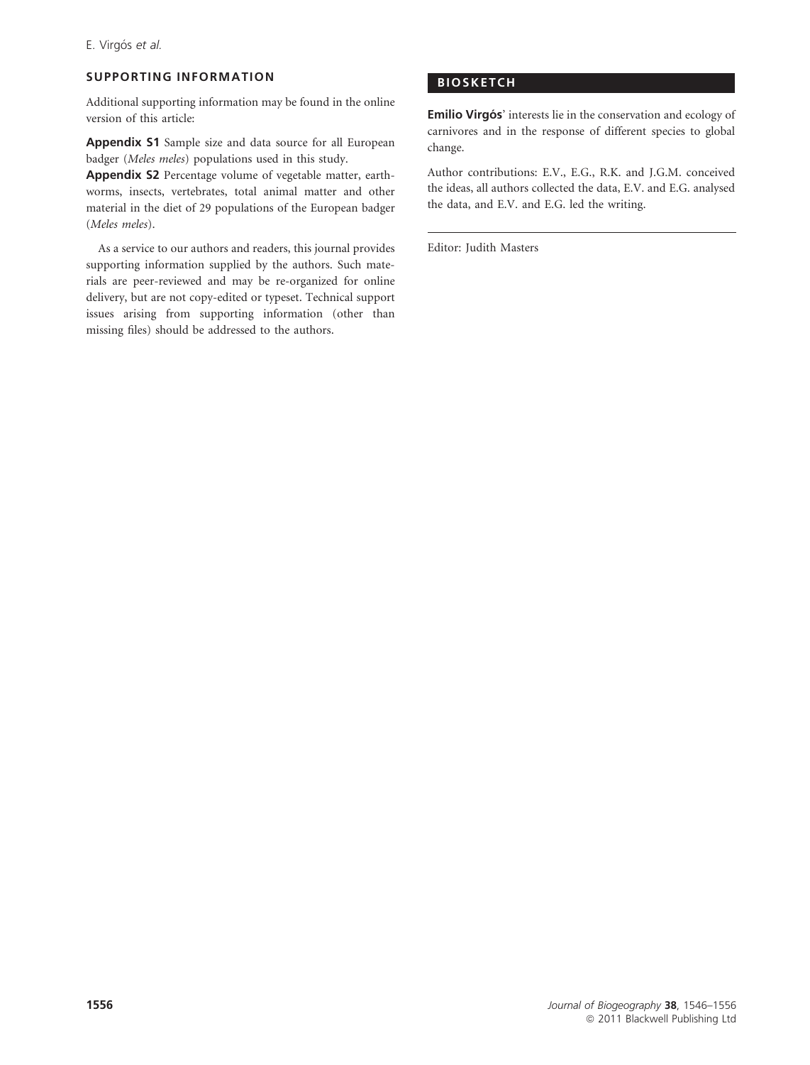## SUPPORTING INFORMATION

Additional supporting information may be found in the online version of this article:

**Appendix S1** Sample size and data source for all European badger (*Meles meles*) populations used in this study.

**Appendix S2** Percentage volume of vegetable matter, earthworms, insects, vertebrates, total animal matter and other material in the diet of 29 populations of the European badger (*Meles meles*).

As a service to our authors and readers, this journal provides supporting information supplied by the authors. Such materials are peer-reviewed and may be re-organized for online delivery, but are not copy-edited or typeset. Technical support issues arising from supporting information (other than missing files) should be addressed to the authors.

## BIOSKETCH

**Emilio Virgós**' interests lie in the conservation and ecology of carnivores and in the response of different species to global change.

Author contributions: E.V., E.G., R.K. and J.G.M. conceived the ideas, all authors collected the data, E.V. and E.G. analysed the data, and E.V. and E.G. led the writing.

Editor: Judith Masters